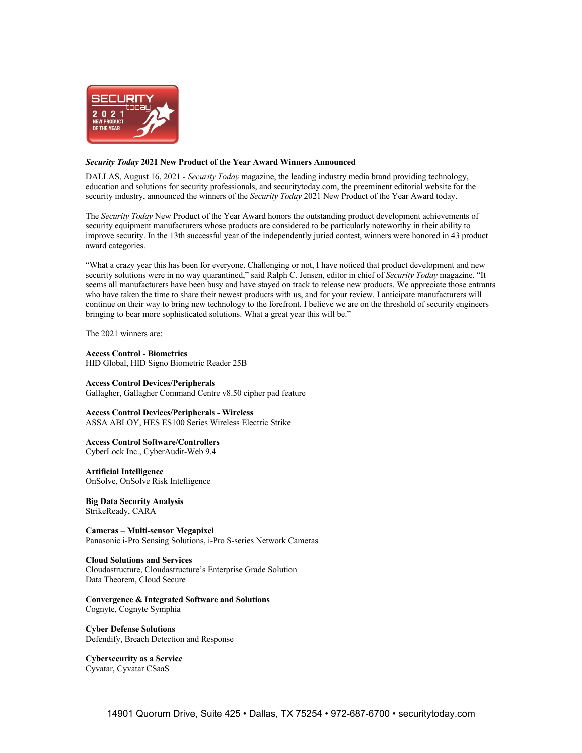**_Security Today_ 2021 New Product of the Year Award Winners Announced**

DALLAS, August 16, 2021 - _Security Today_ magazine, the leading industry media brand providing technology, education and solutions for security professionals, and securitytoday.com, the preeminent editorial website for the security industry, announced the winners of the _Security Today_ 2021 New Product of the Year Award today.

The _Security Today_ New Product of the Year Award honors the outstanding product development achievements of security equipment manufacturers whose products are considered to be particularly noteworthy in their ability to improve security. In the 13th successful year of the independently juried contest, winners were honored in 43 product award categories.

"What a crazy year this has been for everyone. Challenging or not, I have noticed that product development and new security solutions were in no way quarantined," said Ralph C. Jensen, editor in chief of _Security Today_ magazine. "It seems all manufacturers have been busy and have stayed on track to release new products. We appreciate those entrants who have taken the time to share their newest products with us, and for your review. I anticipate manufacturers will continue on their way to bring new technology to the forefront. I believe we are on the threshold of security engineers bringing to bear more sophisticated solutions. What a great year this will be."

The 2021 winners are:

**Access Control - Biometrics**
HID Global, HID Signo Biometric Reader 25B

**Access Control Devices/Peripherals**
Gallagher, Gallagher Command Centre v8.50 cipher pad feature

**Access Control Devices/Peripherals - Wireless**
ASSA ABLOY, HES ES100 Series Wireless Electric Strike

**Access Control Software/Controllers**
CyberLock Inc., CyberAudit-Web 9.4

**Artificial Intelligence**
OnSolve, OnSolve Risk Intelligence

**Big Data Security Analysis**
StrikeReady, CARA

**Cameras – Multi-sensor Megapixel**
Panasonic i-Pro Sensing Solutions, i-Pro S-series Network Cameras

**Cloud Solutions and Services**
Cloudastructure, Cloudastructure's Enterprise Grade Solution
Data Theorem, Cloud Secure

**Convergence & Integrated Software and Solutions**
Cognyte, Cognyte Symphia

**Cyber Defense Solutions**
Defendify, Breach Detection and Response

**Cybersecurity as a Service**
Cyvatar, Cyvatar CSaaS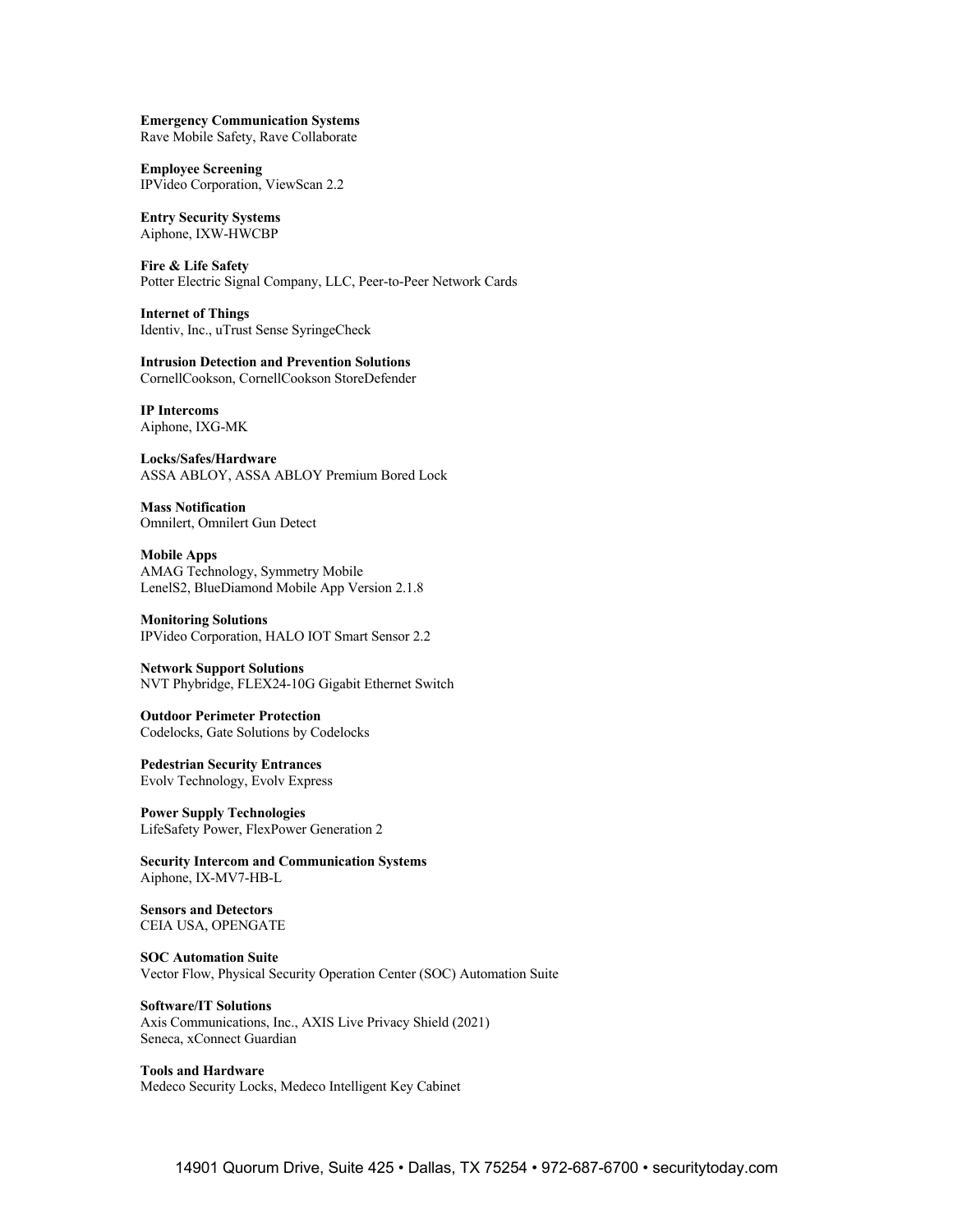**Emergency Communication Systems**
Rave Mobile Safety, Rave Collaborate

**Employee Screening**
IPVideo Corporation, ViewScan 2.2

**Entry Security Systems**
Aiphone, IXW-HWCBP

**Fire & Life Safety**
Potter Electric Signal Company, LLC, Peer-to-Peer Network Cards

**Internet of Things**
Identiv, Inc., uTrust Sense SyringeCheck

**Intrusion Detection and Prevention Solutions**
CornellCookson, CornellCookson StoreDefender

**IP Intercoms**
Aiphone, IXG-MK

**Locks/Safes/Hardware**
ASSA ABLOY, ASSA ABLOY Premium Bored Lock

**Mass Notification**
Omnilert, Omnilert Gun Detect

**Mobile Apps**
AMAG Technology, Symmetry Mobile
LenelS2, BlueDiamond Mobile App Version 2.1.8

**Monitoring Solutions**
IPVideo Corporation, HALO IOT Smart Sensor 2.2

**Network Support Solutions**
NVT Phybridge, FLEX24-10G Gigabit Ethernet Switch

**Outdoor Perimeter Protection**
Codelocks, Gate Solutions by Codelocks

**Pedestrian Security Entrances**
Evolv Technology, Evolv Express

**Power Supply Technologies**
LifeSafety Power, FlexPower Generation 2

**Security Intercom and Communication Systems**
Aiphone, IX-MV7-HB-L

**Sensors and Detectors**
CEIA USA, OPENGATE

**SOC Automation Suite**
Vector Flow, Physical Security Operation Center (SOC) Automation Suite

**Software/IT Solutions**
Axis Communications, Inc., AXIS Live Privacy Shield (2021)
Seneca, xConnect Guardian

**Tools and Hardware**
Medeco Security Locks, Medeco Intelligent Key Cabinet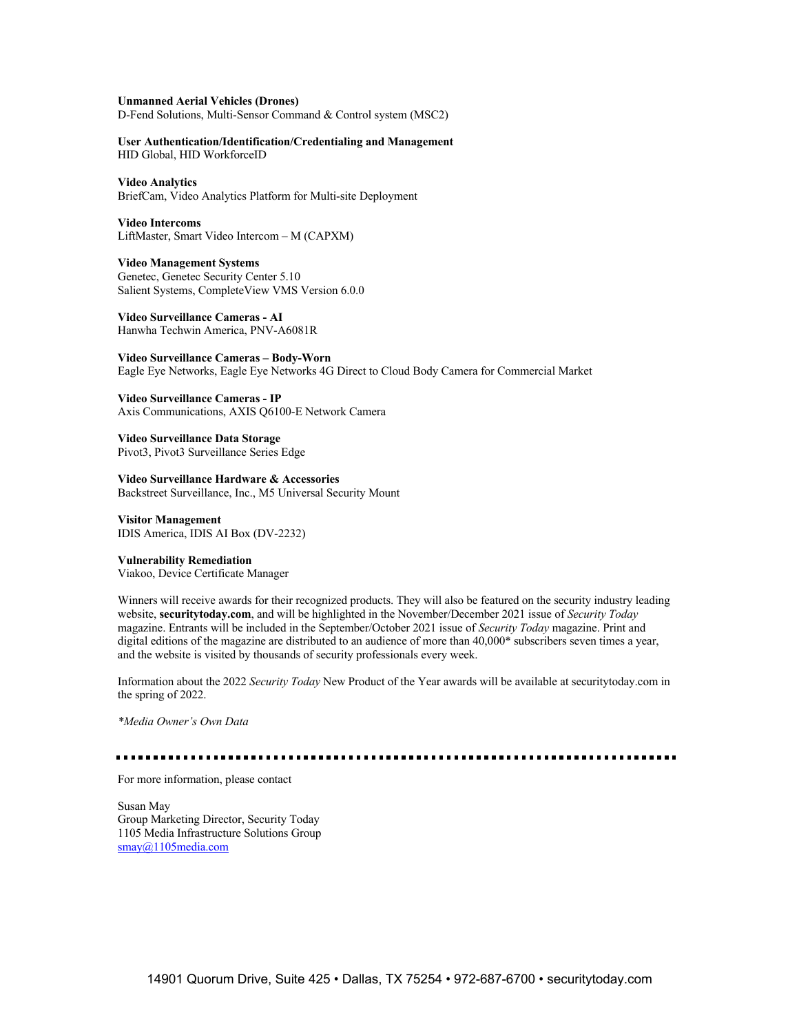**Unmanned Aerial Vehicles (Drones)**
D-Fend Solutions, Multi-Sensor Command & Control system (MSC2)

**User Authentication/Identification/Credentialing and Management**
HID Global, HID WorkforceID

**Video Analytics**
BriefCam, Video Analytics Platform for Multi-site Deployment

**Video Intercoms**
LiftMaster, Smart Video Intercom – M (CAPXM)

**Video Management Systems**
Genetec, Genetec Security Center 5.10
Salient Systems, CompleteView VMS Version 6.0.0

**Video Surveillance Cameras - AI**
Hanwha Techwin America, PNV-A6081R

**Video Surveillance Cameras – Body-Worn**
Eagle Eye Networks, Eagle Eye Networks 4G Direct to Cloud Body Camera for Commercial Market

**Video Surveillance Cameras - IP**
Axis Communications, AXIS Q6100-E Network Camera

**Video Surveillance Data Storage**
Pivot3, Pivot3 Surveillance Series Edge

**Video Surveillance Hardware & Accessories**
Backstreet Surveillance, Inc., M5 Universal Security Mount

**Visitor Management**
IDIS America, IDIS AI Box (DV-2232)

**Vulnerability Remediation**
Viakoo, Device Certificate Manager

Winners will receive awards for their recognized products. They will also be featured on the security industry leading website, **securitytoday.com**, and will be highlighted in the November/December 2021 issue of *Security Today* magazine. Entrants will be included in the September/October 2021 issue of *Security Today* magazine. Print and digital editions of the magazine are distributed to an audience of more than 40,000* subscribers seven times a year, and the website is visited by thousands of security professionals every week.

Information about the 2022 *Security Today* New Product of the Year awards will be available at securitytoday.com in the spring of 2022.

*\*Media Owner's Own Data*

---

For more information, please contact

Susan May
Group Marketing Director, Security Today
1105 Media Infrastructure Solutions Group
smay@1105media.com

14901 Quorum Drive, Suite 425 • Dallas, TX 75254 • 972-687-6700 • securitytoday.com